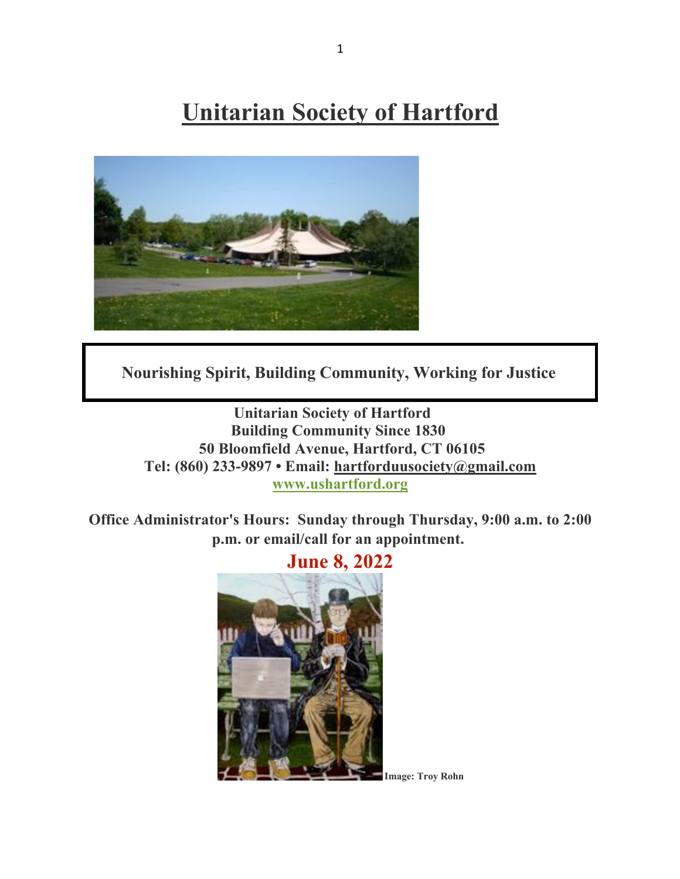# Unitarian Society of Hartford

**Nourishing Spirit, Building Community, Working for Justice**

**Unitarian Society of Hartford**
**Building Community Since 1830**
**50 Bloomfield Avenue, Hartford, CT 06105**
**Tel: (860) 233-9897 • Email: hartforduusociety@gmail.com**
**www.ushartford.org**

**Office Administrator's Hours: Sunday through Thursday, 9:00 a.m. to 2:00 p.m. or email/call for an appointment.**

**June 8, 2022**

**Image: Troy Rohn**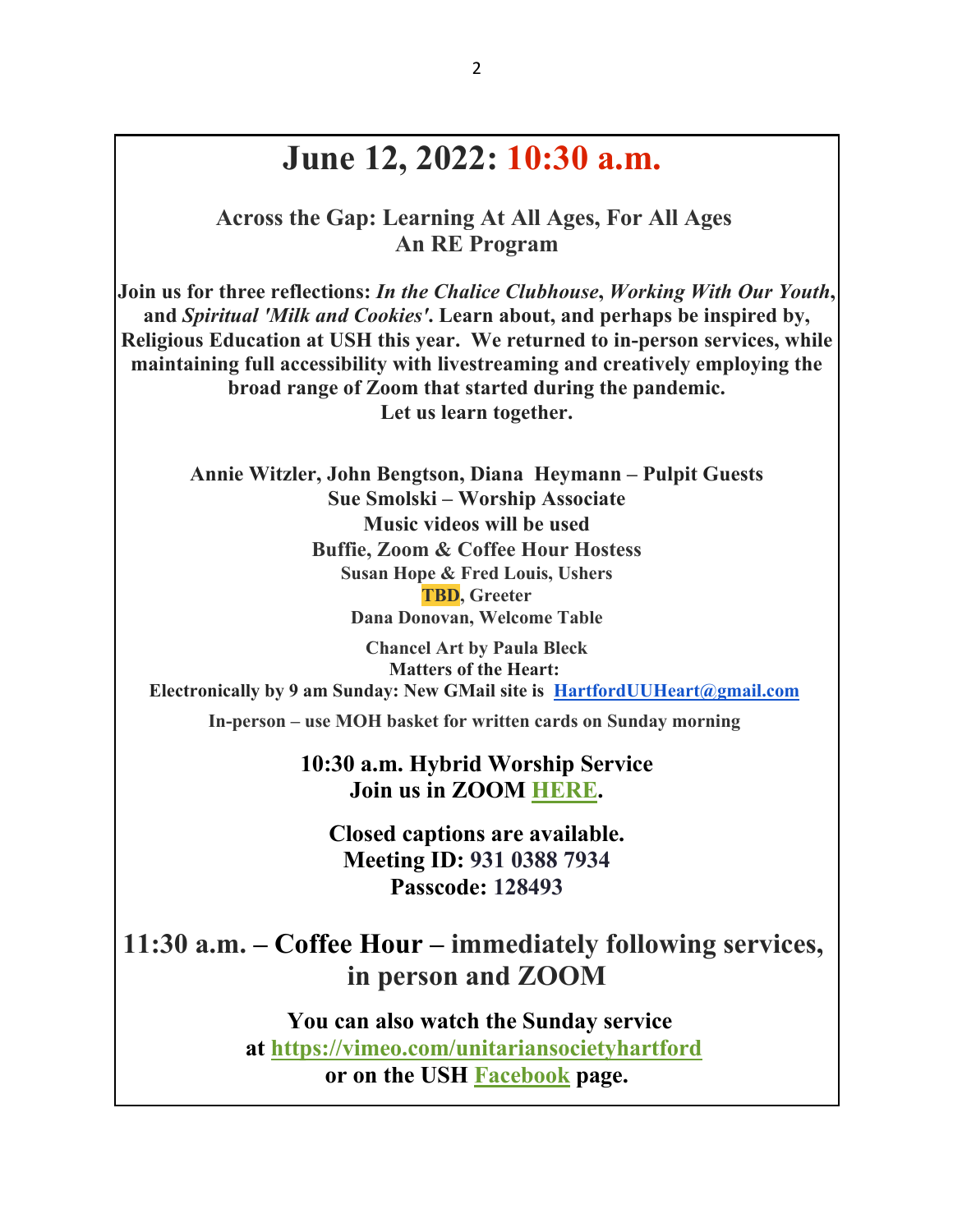# June 12, 2022: 10:30 a.m.

**Across the Gap: Learning At All Ages, For All Ages**
**An RE Program**

**Join us for three reflections: *In the Chalice Clubhouse*, *Working With Our Youth*, and *Spiritual 'Milk and Cookies'*. Learn about, and perhaps be inspired by, Religious Education at USH this year. We returned to in-person services, while maintaining full accessibility with livestreaming and creatively employing the broad range of Zoom that started during the pandemic.**
**Let us learn together.**

**Annie Witzler, John Bengtson, Diana Heymann – Pulpit Guests**
**Sue Smolski – Worship Associate**
**Music videos will be used**
**Buffie, Zoom & Coffee Hour Hostess**
**Susan Hope & Fred Louis, Ushers**
**TBD, Greeter**
**Dana Donovan, Welcome Table**

**Chancel Art by Paula Bleck**
**Matters of the Heart:**
**Electronically by 9 am Sunday: New GMail site is [HartfordUUHeart@gmail.com](mailto:HartfordUUHeart@gmail.com)**

**In-person – use MOH basket for written cards on Sunday morning**

**10:30 a.m. Hybrid Worship Service**
**Join us in ZOOM HERE.**

**Closed captions are available.**
**Meeting ID: 931 0388 7934**
**Passcode: 128493**

## 11:30 a.m. – Coffee Hour – immediately following services, in person and ZOOM

**You can also watch the Sunday service at https://vimeo.com/unitariansocietyhartford or on the USH Facebook page.**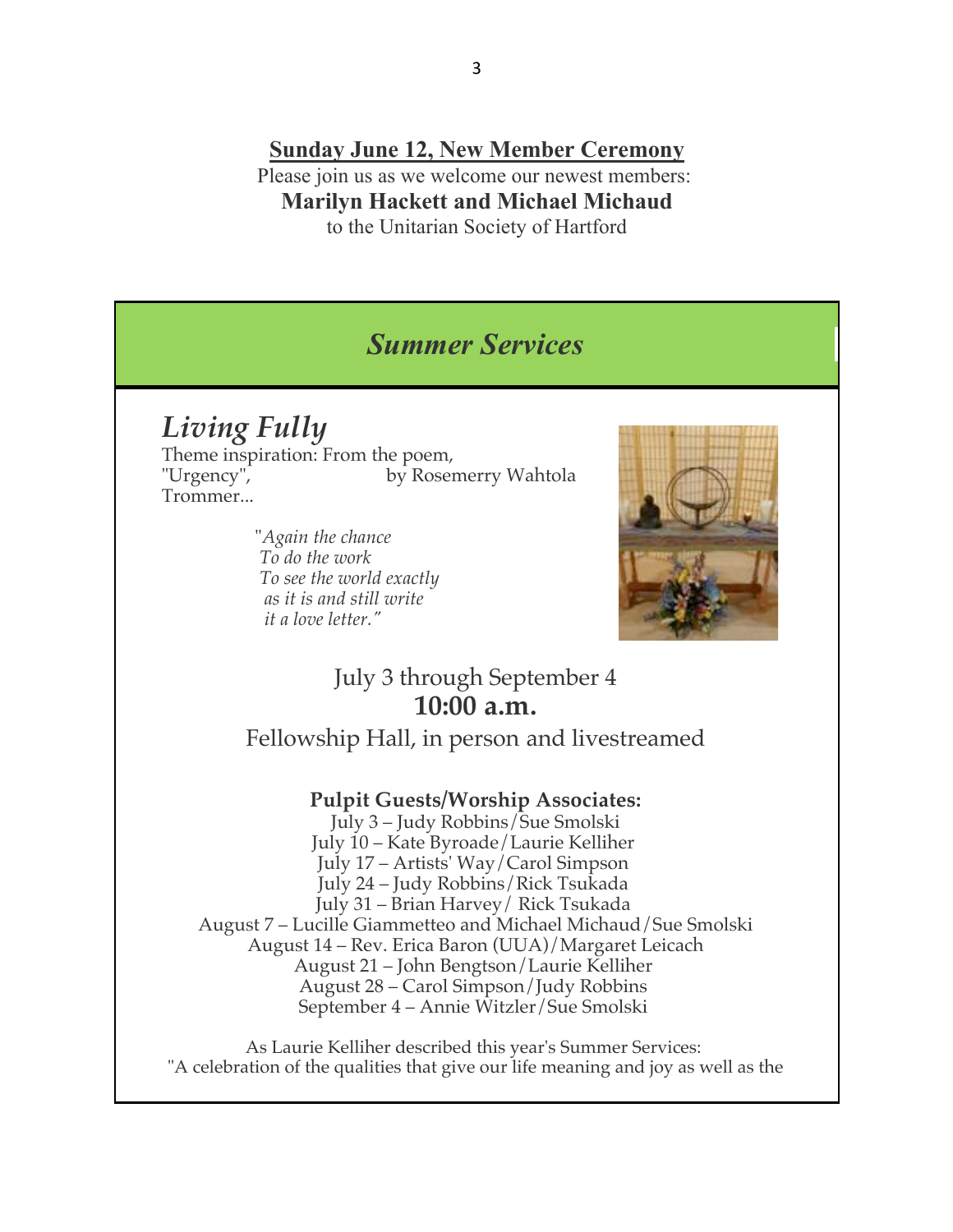**Sunday June 12, New Member Ceremony**

Please join us as we welcome our newest members:

**Marilyn Hackett and Michael Michaud**

to the Unitarian Society of Hartford

## *Summer Services*

### *Living Fully*

Theme inspiration: From the poem, "Urgency", by Rosemerry Wahtola Trommer...

> "*Again the chance*
> *To do the work*
> *To see the world exactly*
> *as it is and still write*
> *it a love letter.*"

July 3 through September 4

**10:00 a.m.**

Fellowship Hall, in person and livestreamed

**Pulpit Guests/Worship Associates:**

July 3 – Judy Robbins/Sue Smolski
July 10 – Kate Byroade/Laurie Kelliher
July 17 – Artists' Way/Carol Simpson
July 24 – Judy Robbins/Rick Tsukada
July 31 – Brian Harvey/ Rick Tsukada
August 7 – Lucille Giammetteo and Michael Michaud/Sue Smolski
August 14 – Rev. Erica Baron (UUA)/Margaret Leicach
August 21 – John Bengtson/Laurie Kelliher
August 28 – Carol Simpson/Judy Robbins
September 4 – Annie Witzler/Sue Smolski

As Laurie Kelliher described this year's Summer Services:
"A celebration of the qualities that give our life meaning and joy as well as the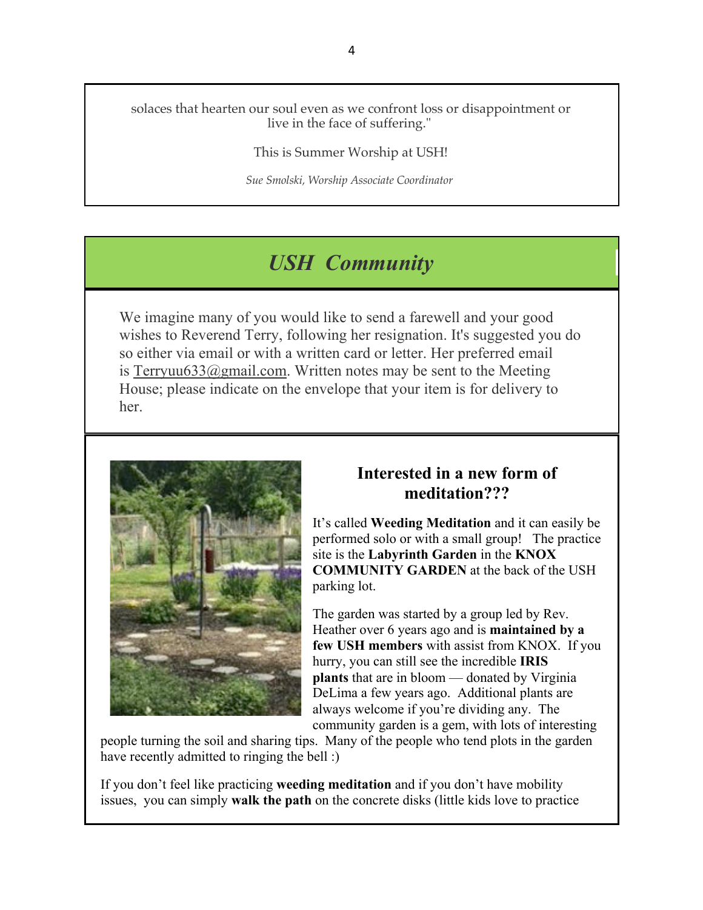solaces that hearten our soul even as we confront loss or disappointment or live in the face of suffering."

This is Summer Worship at USH!

*Sue Smolski, Worship Associate Coordinator*

## *USH Community*

We imagine many of you would like to send a farewell and your good wishes to Reverend Terry, following her resignation. It's suggested you do so either via email or with a written card or letter. Her preferred email is Terryuu633@gmail.com. Written notes may be sent to the Meeting House; please indicate on the envelope that your item is for delivery to her.

### Interested in a new form of meditation???

It's called **Weeding Meditation** and it can easily be performed solo or with a small group! The practice site is the **Labyrinth Garden** in the **KNOX COMMUNITY GARDEN** at the back of the USH parking lot.

The garden was started by a group led by Rev. Heather over 6 years ago and is **maintained by a few USH members** with assist from KNOX. If you hurry, you can still see the incredible **IRIS plants** that are in bloom — donated by Virginia DeLima a few years ago. Additional plants are always welcome if you're dividing any. The community garden is a gem, with lots of interesting people turning the soil and sharing tips. Many of the people who tend plots in the garden have recently admitted to ringing the bell :)

If you don't feel like practicing **weeding meditation** and if you don't have mobility issues, you can simply **walk the path** on the concrete disks (little kids love to practice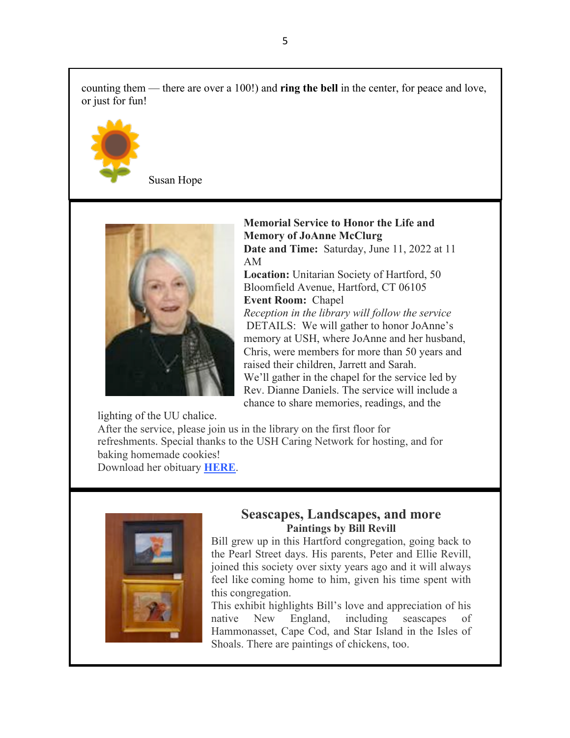counting them — there are over a 100!) and **ring the bell** in the center, for peace and love, or just for fun!

Susan Hope

**Memorial Service to Honor the Life and Memory of JoAnne McClurg**
**Date and Time:** Saturday, June 11, 2022 at 11 AM
**Location:** Unitarian Society of Hartford, 50 Bloomfield Avenue, Hartford, CT 06105
**Event Room:** Chapel
*Reception in the library will follow the service*
DETAILS: We will gather to honor JoAnne's memory at USH, where JoAnne and her husband, Chris, were members for more than 50 years and raised their children, Jarrett and Sarah.
We'll gather in the chapel for the service led by Rev. Dianne Daniels. The service will include a chance to share memories, readings, and the lighting of the UU chalice.
After the service, please join us in the library on the first floor for refreshments. Special thanks to the USH Caring Network for hosting, and for baking homemade cookies!
Download her obituary **HERE**.

## Seascapes, Landscapes, and more

**Paintings by Bill Revill**

Bill grew up in this Hartford congregation, going back to the Pearl Street days. His parents, Peter and Ellie Revill, joined this society over sixty years ago and it will always feel like coming home to him, given his time spent with this congregation.
This exhibit highlights Bill's love and appreciation of his native New England, including seascapes of Hammonasset, Cape Cod, and Star Island in the Isles of Shoals. There are paintings of chickens, too.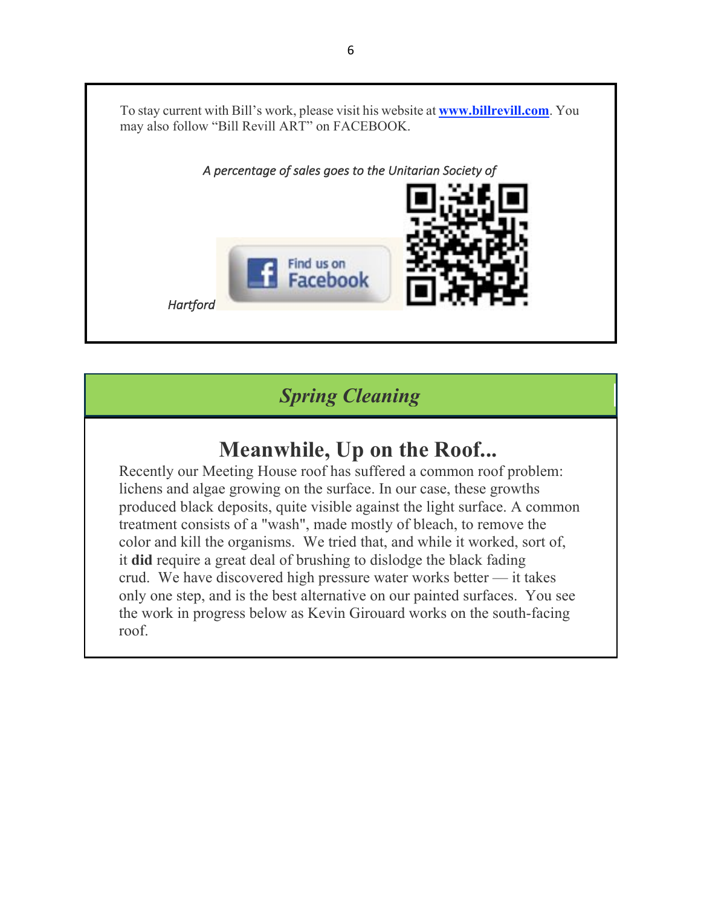To stay current with Bill's work, please visit his website at **www.billrevill.com**. You may also follow "Bill Revill ART" on FACEBOOK.

*A percentage of sales goes to the Unitarian Society of Hartford*

Find us on Facebook

## *Spring Cleaning*

# Meanwhile, Up on the Roof...

Recently our Meeting House roof has suffered a common roof problem: lichens and algae growing on the surface. In our case, these growths produced black deposits, quite visible against the light surface. A common treatment consists of a "wash", made mostly of bleach, to remove the color and kill the organisms. We tried that, and while it worked, sort of, it **did** require a great deal of brushing to dislodge the black fading crud. We have discovered high pressure water works better — it takes only one step, and is the best alternative on our painted surfaces. You see the work in progress below as Kevin Girouard works on the south-facing roof.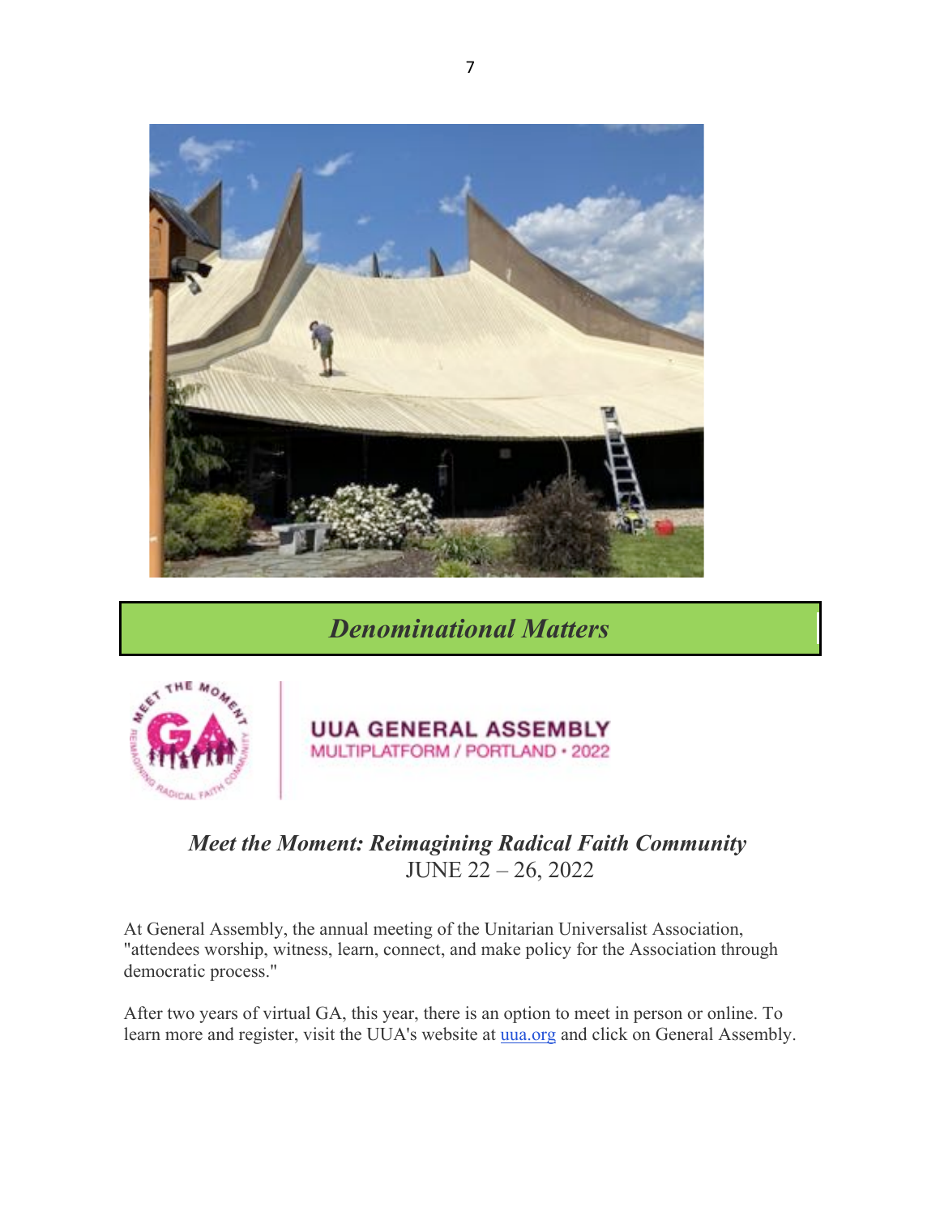## *Denominational Matters*

UUA GENERAL ASSEMBLY
MULTIPLATFORM / PORTLAND • 2022

### *Meet the Moment: Reimagining Radical Faith Community*
JUNE 22 – 26, 2022

At General Assembly, the annual meeting of the Unitarian Universalist Association, "attendees worship, witness, learn, connect, and make policy for the Association through democratic process."

After two years of virtual GA, this year, there is an option to meet in person or online. To learn more and register, visit the UUA's website at [uua.org](uua.org) and click on General Assembly.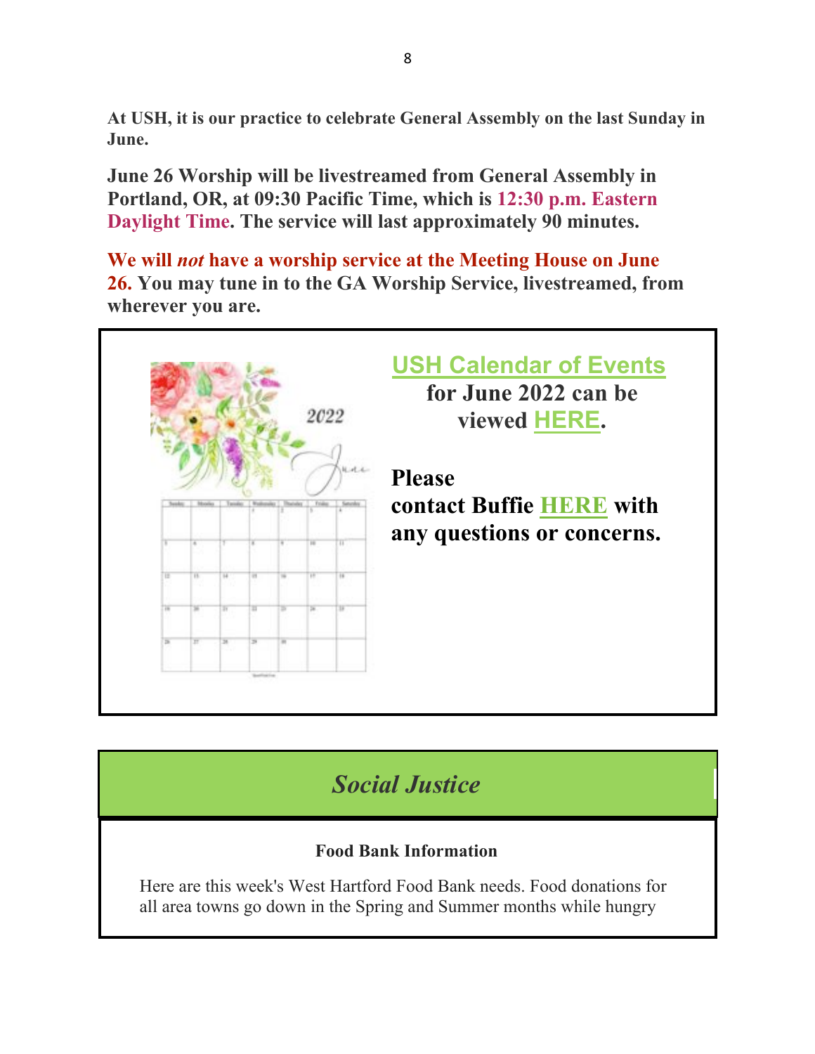**At USH, it is our practice to celebrate General Assembly on the last Sunday in June.**

**June 26 Worship will be livestreamed from General Assembly in Portland, OR, at 09:30 Pacific Time, which is 12:30 p.m. Eastern Daylight Time. The service will last approximately 90 minutes.**

**We will *not* have a worship service at the Meeting House on June 26. You may tune in to the GA Worship Service, livestreamed, from wherever you are.**

**USH Calendar of Events for June 2022 can be viewed HERE.**

**Please contact Buffie HERE with any questions or concerns.**

## *Social Justice*

**Food Bank Information**

Here are this week's West Hartford Food Bank needs. Food donations for all area towns go down in the Spring and Summer months while hungry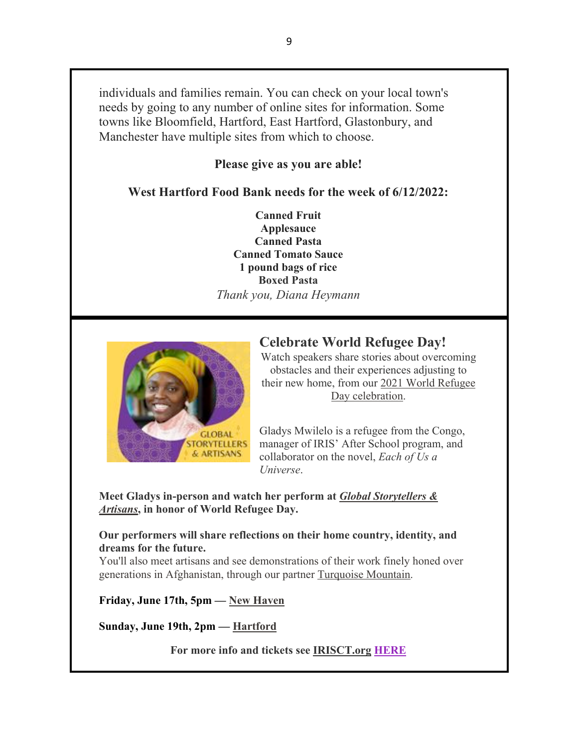individuals and families remain. You can check on your local town's needs by going to any number of online sites for information. Some towns like Bloomfield, Hartford, East Hartford, Glastonbury, and Manchester have multiple sites from which to choose.

**Please give as you are able!**

**West Hartford Food Bank needs for the week of 6/12/2022:**

**Canned Fruit**
**Applesauce**
**Canned Pasta**
**Canned Tomato Sauce**
**1 pound bags of rice**
**Boxed Pasta**

*Thank you, Diana Heymann*

## Celebrate World Refugee Day!

Watch speakers share stories about overcoming obstacles and their experiences adjusting to their new home, from our 2021 World Refugee Day celebration.

Gladys Mwilelo is a refugee from the Congo, manager of IRIS' After School program, and collaborator on the novel, *Each of Us a Universe*.

**Meet Gladys in-person and watch her perform at *Global Storytellers & Artisans*, in honor of World Refugee Day.**

**Our performers will share reflections on their home country, identity, and dreams for the future.**
You'll also meet artisans and see demonstrations of their work finely honed over generations in Afghanistan, through our partner Turquoise Mountain.

**Friday, June 17th, 5pm — New Haven**

**Sunday, June 19th, 2pm — Hartford**

**For more info and tickets see IRISCT.org HERE**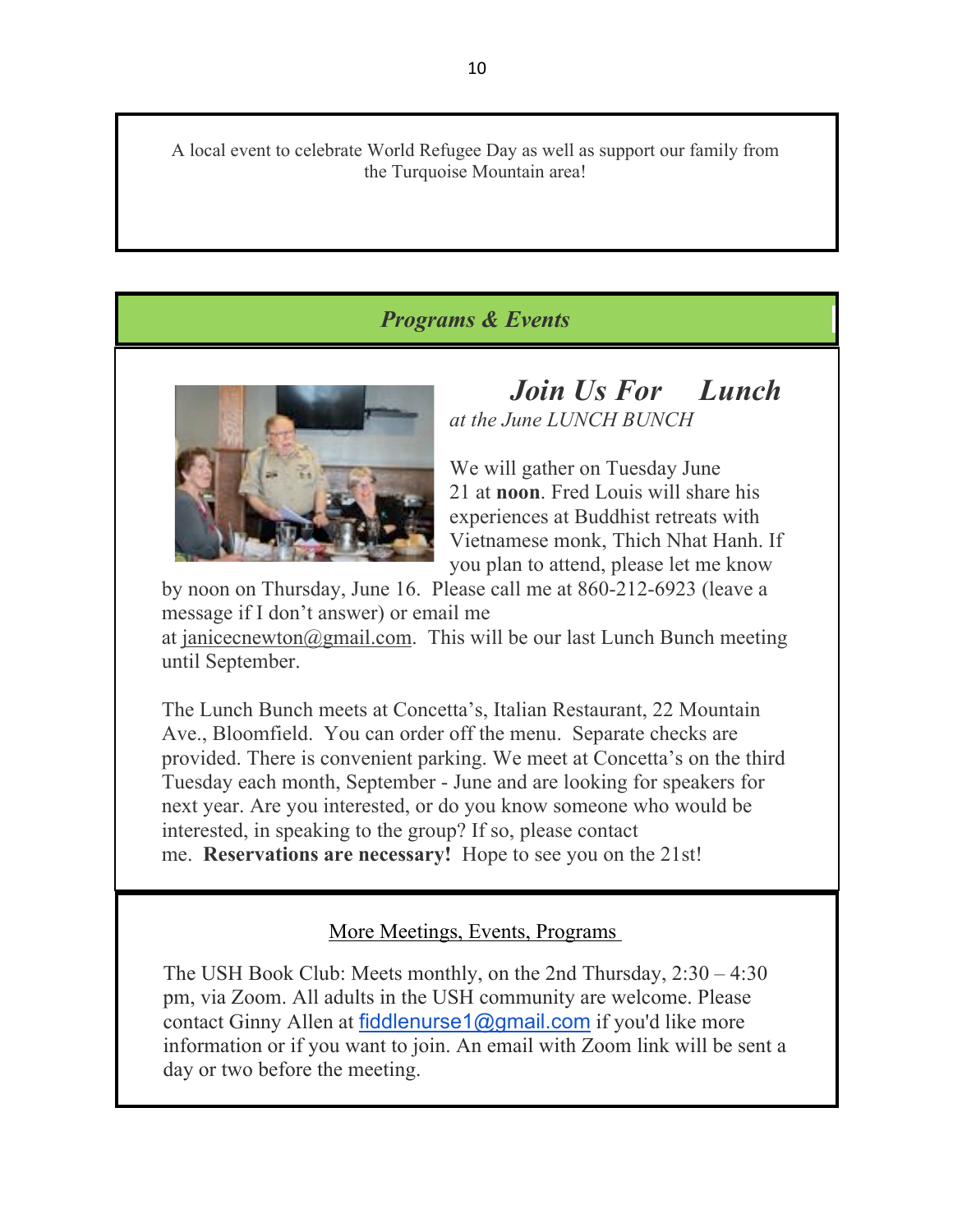A local event to celebrate World Refugee Day as well as support our family from the Turquoise Mountain area!

## *Programs & Events*

### *Join Us For Lunch*

*at the June LUNCH BUNCH*

We will gather on Tuesday June 21 at **noon**. Fred Louis will share his experiences at Buddhist retreats with Vietnamese monk, Thich Nhat Hanh. If you plan to attend, please let me know by noon on Thursday, June 16. Please call me at 860-212-6923 (leave a message if I don't answer) or email me at janicecnewton@gmail.com. This will be our last Lunch Bunch meeting until September.

The Lunch Bunch meets at Concetta's, Italian Restaurant, 22 Mountain Ave., Bloomfield. You can order off the menu. Separate checks are provided. There is convenient parking. We meet at Concetta's on the third Tuesday each month, September - June and are looking for speakers for next year. Are you interested, or do you know someone who would be interested, in speaking to the group? If so, please contact me. **Reservations are necessary!** Hope to see you on the 21st!

### More Meetings, Events, Programs

The USH Book Club: Meets monthly, on the 2nd Thursday, 2:30 – 4:30 pm, via Zoom. All adults in the USH community are welcome. Please contact Ginny Allen at fiddlenurse1@gmail.com if you'd like more information or if you want to join. An email with Zoom link will be sent a day or two before the meeting.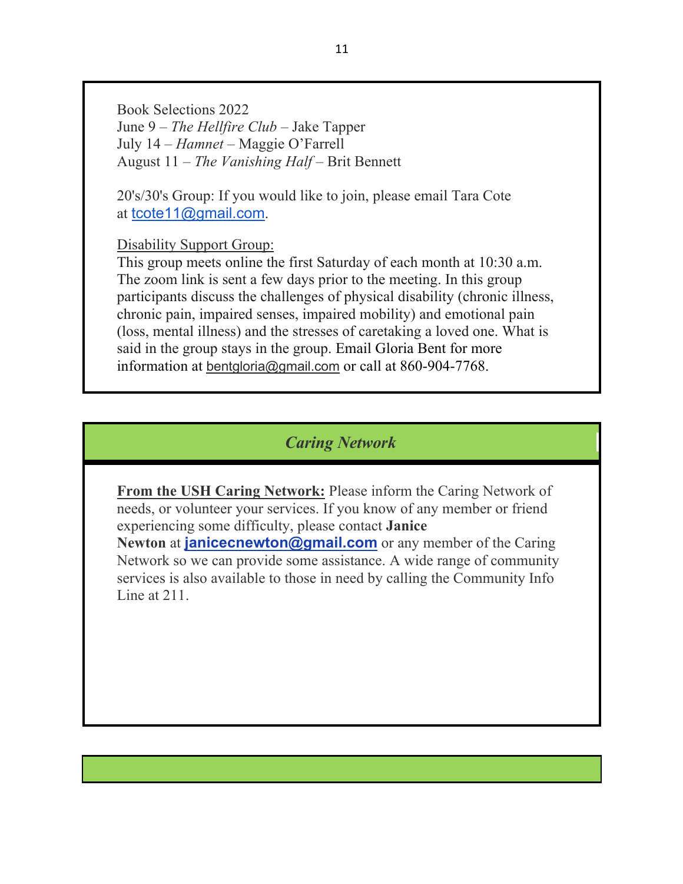Book Selections 2022
June 9 – *The Hellfire Club* – Jake Tapper
July 14 – *Hamnet* – Maggie O'Farrell
August 11 – *The Vanishing Half* – Brit Bennett

20's/30's Group: If you would like to join, please email Tara Cote at tcote11@gmail.com.

Disability Support Group:
This group meets online the first Saturday of each month at 10:30 a.m. The zoom link is sent a few days prior to the meeting. In this group participants discuss the challenges of physical disability (chronic illness, chronic pain, impaired senses, impaired mobility) and emotional pain (loss, mental illness) and the stresses of caretaking a loved one. What is said in the group stays in the group. Email Gloria Bent for more information at bentgloria@gmail.com or call at 860-904-7768.

## *Caring Network*

**From the USH Caring Network:** Please inform the Caring Network of needs, or volunteer your services. If you know of any member or friend experiencing some difficulty, please contact **Janice Newton** at **janicecnewton@gmail.com** or any member of the Caring Network so we can provide some assistance. A wide range of community services is also available to those in need by calling the Community Info Line at 211.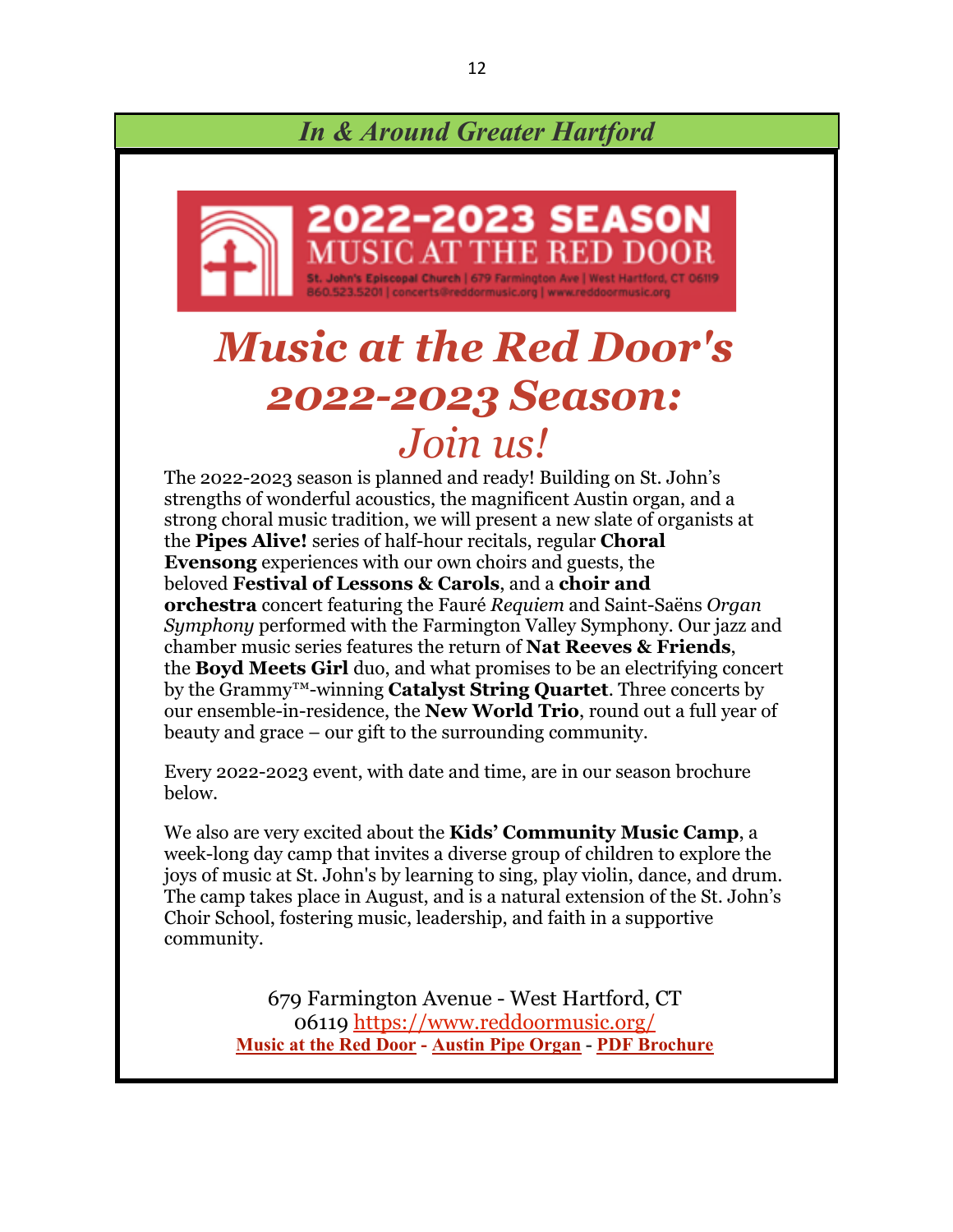## *In & Around Greater Hartford*

**2022-2023 SEASON**
**MUSIC AT THE RED DOOR**
St. John's Episcopal Church | 679 Farmington Ave | West Hartford, CT 06119
860.523.5201 | concerts@reddormusic.org | www.reddoormusic.org

# *Music at the Red Door's 2022-2023 Season:*

## *Join us!*

The 2022-2023 season is planned and ready! Building on St. John's strengths of wonderful acoustics, the magnificent Austin organ, and a strong choral music tradition, we will present a new slate of organists at the **Pipes Alive!** series of half-hour recitals, regular **Choral Evensong** experiences with our own choirs and guests, the beloved **Festival of Lessons & Carols**, and a **choir and orchestra** concert featuring the Fauré *Requiem* and Saint-Saëns *Organ Symphony* performed with the Farmington Valley Symphony. Our jazz and chamber music series features the return of **Nat Reeves & Friends**, the **Boyd Meets Girl** duo, and what promises to be an electrifying concert by the Grammy™-winning **Catalyst String Quartet**. Three concerts by our ensemble-in-residence, the **New World Trio**, round out a full year of beauty and grace – our gift to the surrounding community.

Every 2022-2023 event, with date and time, are in our season brochure below.

We also are very excited about the **Kids' Community Music Camp**, a week-long day camp that invites a diverse group of children to explore the joys of music at St. John's by learning to sing, play violin, dance, and drum. The camp takes place in August, and is a natural extension of the St. John's Choir School, fostering music, leadership, and faith in a supportive community.

679 Farmington Avenue - West Hartford, CT 06119 https://www.reddoormusic.org/
**Music at the Red Door - Austin Pipe Organ - PDF Brochure**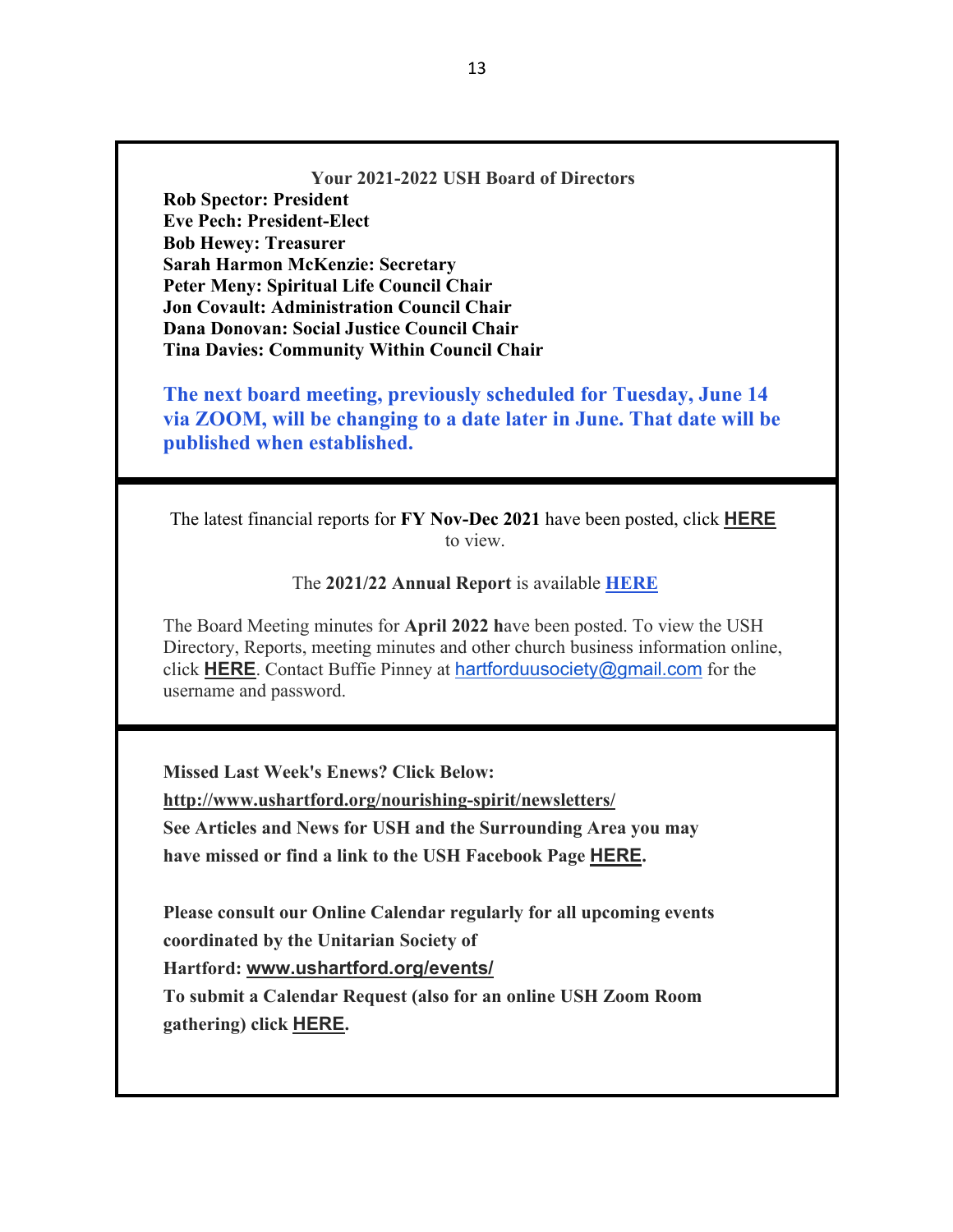**Your 2021-2022 USH Board of Directors**

**Rob Spector: President**
**Eve Pech: President-Elect**
**Bob Hewey: Treasurer**
**Sarah Harmon McKenzie: Secretary**
**Peter Meny: Spiritual Life Council Chair**
**Jon Covault: Administration Council Chair**
**Dana Donovan: Social Justice Council Chair**
**Tina Davies: Community Within Council Chair**

**The next board meeting, previously scheduled for Tuesday, June 14 via ZOOM, will be changing to a date later in June. That date will be published when established.**

---

The latest financial reports for **FY Nov-Dec 2021** have been posted, click **HERE** to view.

The **2021/22 Annual Report** is available **HERE**

The Board Meeting minutes for **April 2022 h**ave been posted. To view the USH Directory, Reports, meeting minutes and other church business information online, click **HERE**. Contact Buffie Pinney at hartforduusociety@gmail.com for the username and password.

---

**Missed Last Week's Enews? Click Below:**
**http://www.ushartford.org/nourishing-spirit/newsletters/**
**See Articles and News for USH and the Surrounding Area you may have missed or find a link to the USH Facebook Page HERE.**

**Please consult our Online Calendar regularly for all upcoming events coordinated by the Unitarian Society of Hartford: www.ushartford.org/events/**
**To submit a Calendar Request (also for an online USH Zoom Room gathering) click HERE.**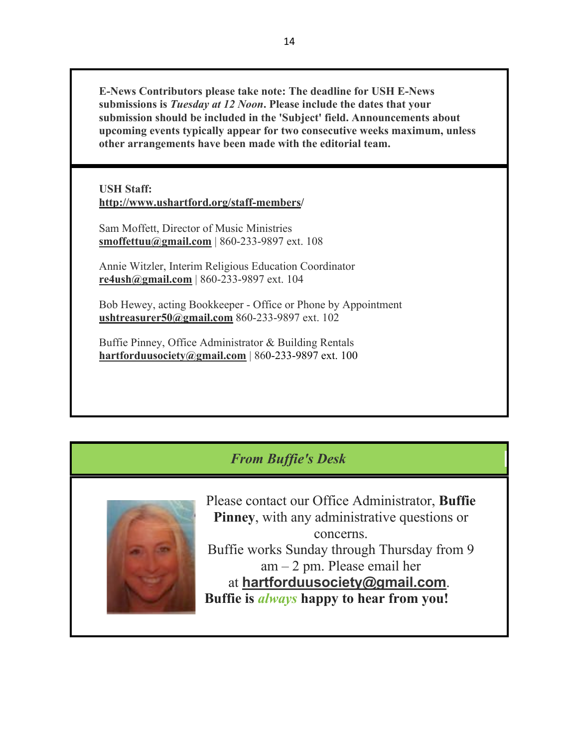**E-News Contributors please take note: The deadline for USH E-News submissions is *Tuesday at 12 Noon*. Please include the dates that your submission should be included in the 'Subject' field. Announcements about upcoming events typically appear for two consecutive weeks maximum, unless other arrangements have been made with the editorial team.**

**USH Staff:**
**http://www.ushartford.org/staff-members/**

Sam Moffett, Director of Music Ministries
**smoffettuu@gmail.com** | 860-233-9897 ext. 108

Annie Witzler, Interim Religious Education Coordinator
**re4ush@gmail.com** | 860-233-9897 ext. 104

Bob Hewey, acting Bookkeeper - Office or Phone by Appointment
**ushtreasurer50@gmail.com** 860-233-9897 ext. 102

Buffie Pinney, Office Administrator & Building Rentals
**hartforduusociety@gmail.com** | 860-233-9897 ext. 100

## *From Buffie's Desk*

Please contact our Office Administrator, **Buffie Pinney**, with any administrative questions or concerns.
Buffie works Sunday through Thursday from 9 am – 2 pm. Please email her at **hartforduusociety@gmail.com**.
**Buffie is *always* happy to hear from you!**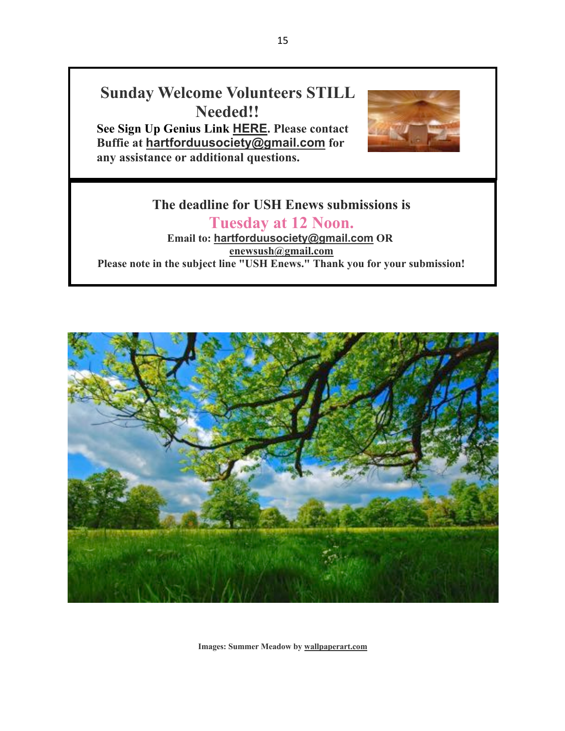## Sunday Welcome Volunteers STILL Needed!!

**See Sign Up Genius Link HERE. Please contact Buffie at hartforduusociety@gmail.com for any assistance or additional questions.**

**The deadline for USH Enews submissions is**

## Tuesday at 12 Noon.

**Email to: hartforduusociety@gmail.com OR enewsush@gmail.com**

**Please note in the subject line "USH Enews." Thank you for your submission!**

**Images: Summer Meadow by wallpaperart.com**